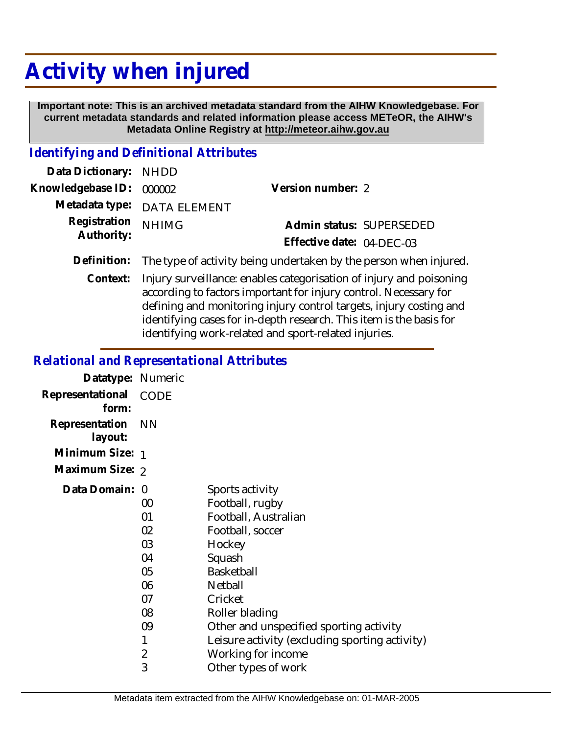# Activity when injured

**Important note: This is an archived metadata standard from the AIHW Knowledgebase. For current metadata standards and related information please access METeOR, the AIHW's Metadata Online Registry at http://meteor.aihw.gov.au**

## *Identifying and Definitional Attributes*

| | | | |
|---|---|---|---|
| **Data Dictionary:** | NHDD | | |
| **Knowledgebase ID:** | 000002 | **Version number:** | 2 |
| **Metadata type:** | DATA ELEMENT | | |
| **Registration Authority:** | NHIMG | **Admin status:** | SUPERSEDED |
| | | **Effective date:** | 04-DEC-03 |

**Definition:** The type of activity being undertaken by the person when injured.

**Context:** Injury surveillance: enables categorisation of injury and poisoning according to factors important for injury control. Necessary for defining and monitoring injury control targets, injury costing and identifying cases for in-depth research. This item is the basis for identifying work-related and sport-related injuries.

## *Relational and Representational Attributes*

**Datatype:** Numeric

**Representational form:** CODE

**Representation layout:** NN

**Minimum Size:** 1

**Maximum Size:** 2

**Data Domain:**

| Code | Description |
|---|---|
| 0 | Sports activity |
| 00 | Football, rugby |
| 01 | Football, Australian |
| 02 | Football, soccer |
| 03 | Hockey |
| 04 | Squash |
| 05 | Basketball |
| 06 | Netball |
| 07 | Cricket |
| 08 | Roller blading |
| 09 | Other and unspecified sporting activity |
| 1 | Leisure activity (excluding sporting activity) |
| 2 | Working for income |
| 3 | Other types of work |

Metadata item extracted from the AIHW Knowledgebase on: 01-MAR-2005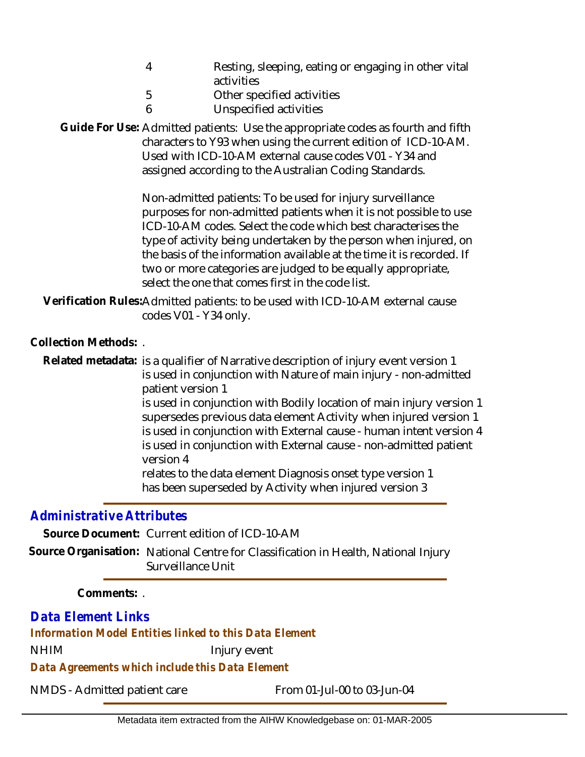| | |
|---|---|
| 4 | Resting, sleeping, eating or engaging in other vital activities |
| 5 | Other specified activities |
| 6 | Unspecified activities |

**Guide For Use:** Admitted patients: Use the appropriate codes as fourth and fifth characters to Y93 when using the current edition of ICD-10-AM. Used with ICD-10-AM external cause codes V01 - Y34 and assigned according to the Australian Coding Standards.

Non-admitted patients: To be used for injury surveillance purposes for non-admitted patients when it is not possible to use ICD-10-AM codes. Select the code which best characterises the type of activity being undertaken by the person when injured, on the basis of the information available at the time it is recorded. If two or more categories are judged to be equally appropriate, select the one that comes first in the code list.

**Verification Rules:** Admitted patients: to be used with ICD-10-AM external cause codes V01 - Y34 only.

**Collection Methods:** .

**Related metadata:** is a qualifier of Narrative description of injury event version 1
is used in conjunction with Nature of main injury - non-admitted patient version 1
is used in conjunction with Bodily location of main injury version 1
supersedes previous data element Activity when injured version 1
is used in conjunction with External cause - human intent version 4
is used in conjunction with External cause - non-admitted patient version 4
relates to the data element Diagnosis onset type version 1
has been superseded by Activity when injured version 3

## Administrative Attributes

**Source Document:** Current edition of ICD-10-AM

**Source Organisation:** National Centre for Classification in Health, National Injury Surveillance Unit

**Comments:** .

## Data Element Links

### Information Model Entities linked to this Data Element

| | |
|---|---|
| NHIM | Injury event |

### Data Agreements which include this Data Element

| | |
|---|---|
| NMDS - Admitted patient care | From 01-Jul-00 to 03-Jun-04 |

Metadata item extracted from the AIHW Knowledgebase on: 01-MAR-2005